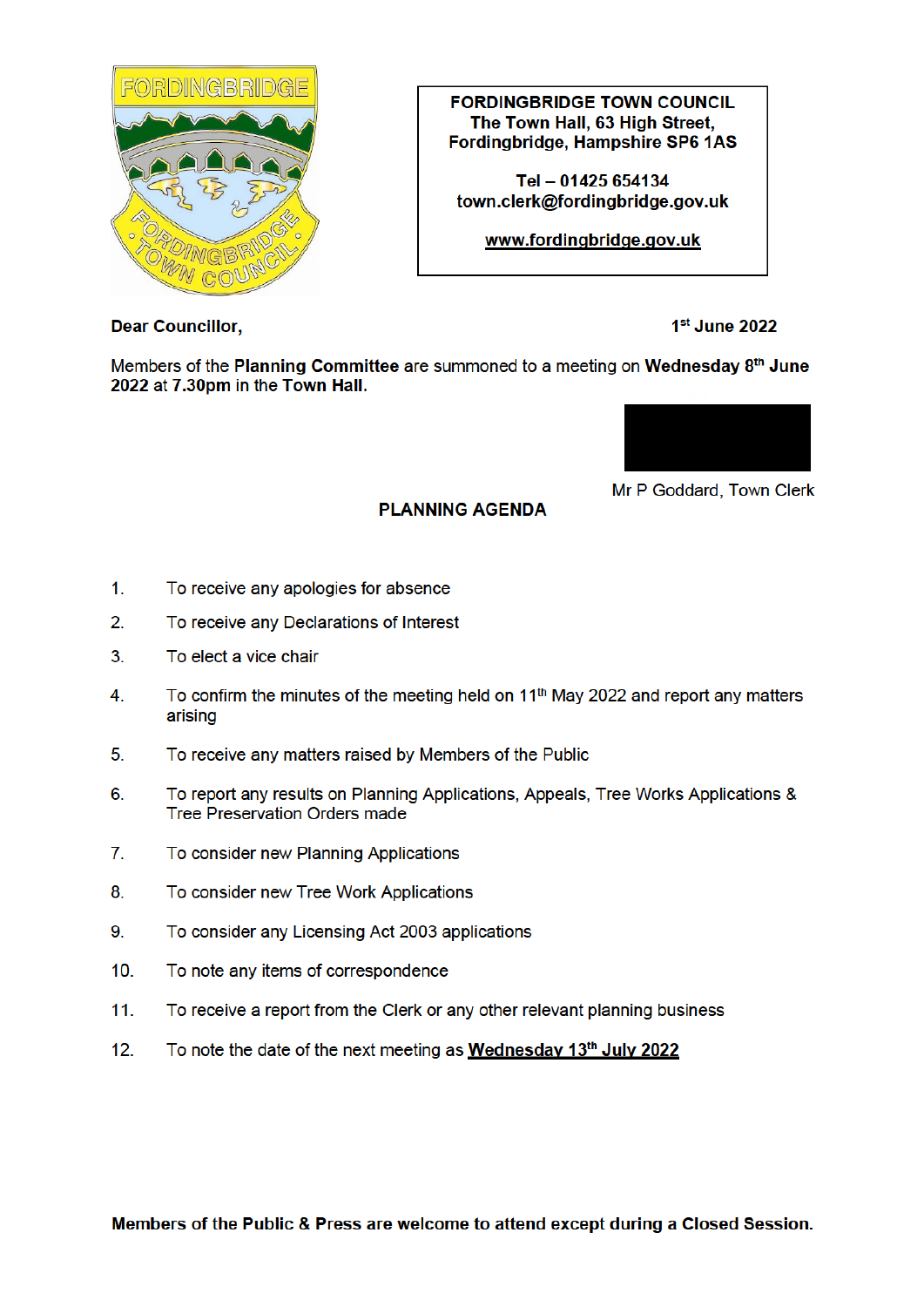**FORDINGBRIDGE TOWN COUNCIL**
**The Town Hall, 63 High Street,**
**Fordingbridge, Hampshire SP6 1AS**

**Tel – 01425 654134**
**town.clerk@fordingbridge.gov.uk**

**www.fordingbridge.gov.uk**

**Dear Councillor,** **1st June 2022**

Members of the **Planning Committee** are summoned to a meeting on **Wednesday 8th June 2022** at **7.30pm** in the **Town Hall**.

Mr P Goddard, Town Clerk

## PLANNING AGENDA

1. To receive any apologies for absence
2. To receive any Declarations of Interest
3. To elect a vice chair
4. To confirm the minutes of the meeting held on 11th May 2022 and report any matters arising
5. To receive any matters raised by Members of the Public
6. To report any results on Planning Applications, Appeals, Tree Works Applications & Tree Preservation Orders made
7. To consider new Planning Applications
8. To consider new Tree Work Applications
9. To consider any Licensing Act 2003 applications
10. To note any items of correspondence
11. To receive a report from the Clerk or any other relevant planning business
12. To note the date of the next meeting as **Wednesday 13th July 2022**

**Members of the Public & Press are welcome to attend except during a Closed Session.**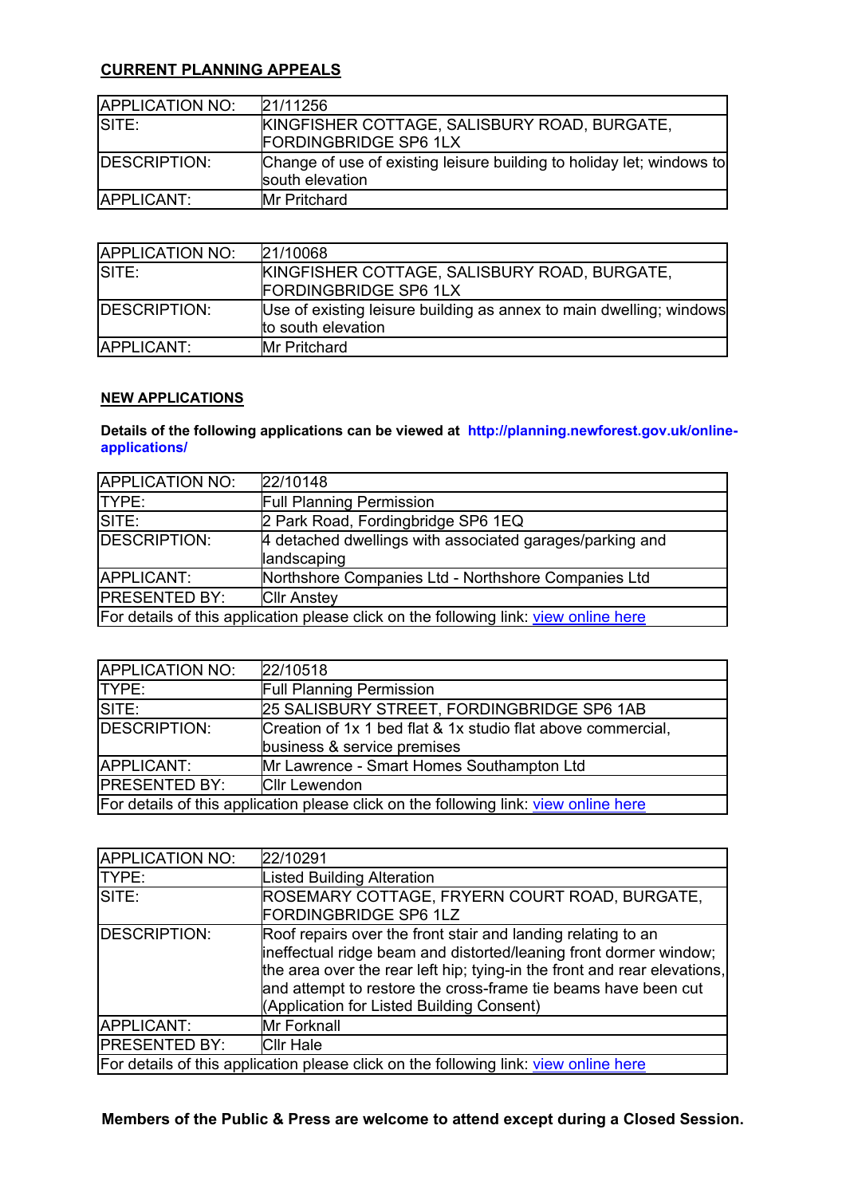**CURRENT PLANNING APPEALS**

| APPLICATION NO: | 21/11256 |
|---|---|
| SITE: | KINGFISHER COTTAGE, SALISBURY ROAD, BURGATE, FORDINGBRIDGE SP6 1LX |
| DESCRIPTION: | Change of use of existing leisure building to holiday let; windows to south elevation |
| APPLICANT: | Mr Pritchard |

| APPLICATION NO: | 21/10068 |
|---|---|
| SITE: | KINGFISHER COTTAGE, SALISBURY ROAD, BURGATE, FORDINGBRIDGE SP6 1LX |
| DESCRIPTION: | Use of existing leisure building as annex to main dwelling; windows to south elevation |
| APPLICANT: | Mr Pritchard |

**NEW APPLICATIONS**

**Details of the following applications can be viewed at http://planning.newforest.gov.uk/online-applications/**

| APPLICATION NO: | 22/10148 |
|---|---|
| TYPE: | Full Planning Permission |
| SITE: | 2 Park Road, Fordingbridge SP6 1EQ |
| DESCRIPTION: | 4 detached dwellings with associated garages/parking and landscaping |
| APPLICANT: | Northshore Companies Ltd - Northshore Companies Ltd |
| PRESENTED BY: | Cllr Anstey |
| For details of this application please click on the following link: view online here | |

| APPLICATION NO: | 22/10518 |
|---|---|
| TYPE: | Full Planning Permission |
| SITE: | 25 SALISBURY STREET, FORDINGBRIDGE SP6 1AB |
| DESCRIPTION: | Creation of 1x 1 bed flat & 1x studio flat above commercial, business & service premises |
| APPLICANT: | Mr Lawrence - Smart Homes Southampton Ltd |
| PRESENTED BY: | Cllr Lewendon |
| For details of this application please click on the following link: view online here | |

| APPLICATION NO: | 22/10291 |
|---|---|
| TYPE: | Listed Building Alteration |
| SITE: | ROSEMARY COTTAGE, FRYERN COURT ROAD, BURGATE, FORDINGBRIDGE SP6 1LZ |
| DESCRIPTION: | Roof repairs over the front stair and landing relating to an ineffectual ridge beam and distorted/leaning front dormer window; the area over the rear left hip; tying-in the front and rear elevations, and attempt to restore the cross-frame tie beams have been cut (Application for Listed Building Consent) |
| APPLICANT: | Mr Forknall |
| PRESENTED BY: | Cllr Hale |
| For details of this application please click on the following link: view online here | |

**Members of the Public & Press are welcome to attend except during a Closed Session.**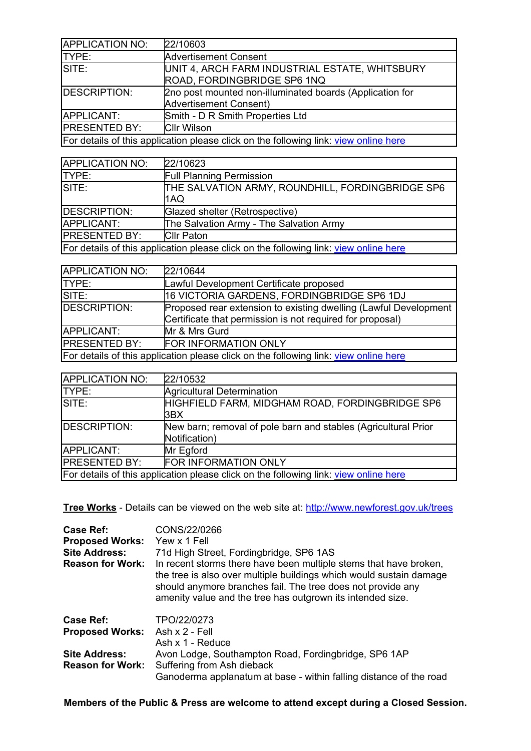| | |
|---|---|
| APPLICATION NO: | 22/10603 |
| TYPE: | Advertisement Consent |
| SITE: | UNIT 4, ARCH FARM INDUSTRIAL ESTATE, WHITSBURY ROAD, FORDINGBRIDGE SP6 1NQ |
| DESCRIPTION: | 2no post mounted non-illuminated boards (Application for Advertisement Consent) |
| APPLICANT: | Smith - D R Smith Properties Ltd |
| PRESENTED BY: | Cllr Wilson |
| For details of this application please click on the following link: view online here | |

| | |
|---|---|
| APPLICATION NO: | 22/10623 |
| TYPE: | Full Planning Permission |
| SITE: | THE SALVATION ARMY, ROUNDHILL, FORDINGBRIDGE SP6 1AQ |
| DESCRIPTION: | Glazed shelter (Retrospective) |
| APPLICANT: | The Salvation Army - The Salvation Army |
| PRESENTED BY: | Cllr Paton |
| For details of this application please click on the following link: view online here | |

| | |
|---|---|
| APPLICATION NO: | 22/10644 |
| TYPE: | Lawful Development Certificate proposed |
| SITE: | 16 VICTORIA GARDENS, FORDINGBRIDGE SP6 1DJ |
| DESCRIPTION: | Proposed rear extension to existing dwelling (Lawful Development Certificate that permission is not required for proposal) |
| APPLICANT: | Mr & Mrs Gurd |
| PRESENTED BY: | FOR INFORMATION ONLY |
| For details of this application please click on the following link: view online here | |

| | |
|---|---|
| APPLICATION NO: | 22/10532 |
| TYPE: | Agricultural Determination |
| SITE: | HIGHFIELD FARM, MIDGHAM ROAD, FORDINGBRIDGE SP6 3BX |
| DESCRIPTION: | New barn; removal of pole barn and stables (Agricultural Prior Notification) |
| APPLICANT: | Mr Egford |
| PRESENTED BY: | FOR INFORMATION ONLY |
| For details of this application please click on the following link: view online here | |

**Tree Works** - Details can be viewed on the web site at: http://www.newforest.gov.uk/trees

**Case Ref:** CONS/22/0266
**Proposed Works:** Yew x 1 Fell
**Site Address:** 71d High Street, Fordingbridge, SP6 1AS
**Reason for Work:** In recent storms there have been multiple stems that have broken, the tree is also over multiple buildings which would sustain damage should anymore branches fail. The tree does not provide any amenity value and the tree has outgrown its intended size.

**Case Ref:** TPO/22/0273
**Proposed Works:** Ash x 2 - Fell
Ash x 1 - Reduce
**Site Address:** Avon Lodge, Southampton Road, Fordingbridge, SP6 1AP
**Reason for Work:** Suffering from Ash dieback
Ganoderma applanatum at base - within falling distance of the road

**Members of the Public & Press are welcome to attend except during a Closed Session.**